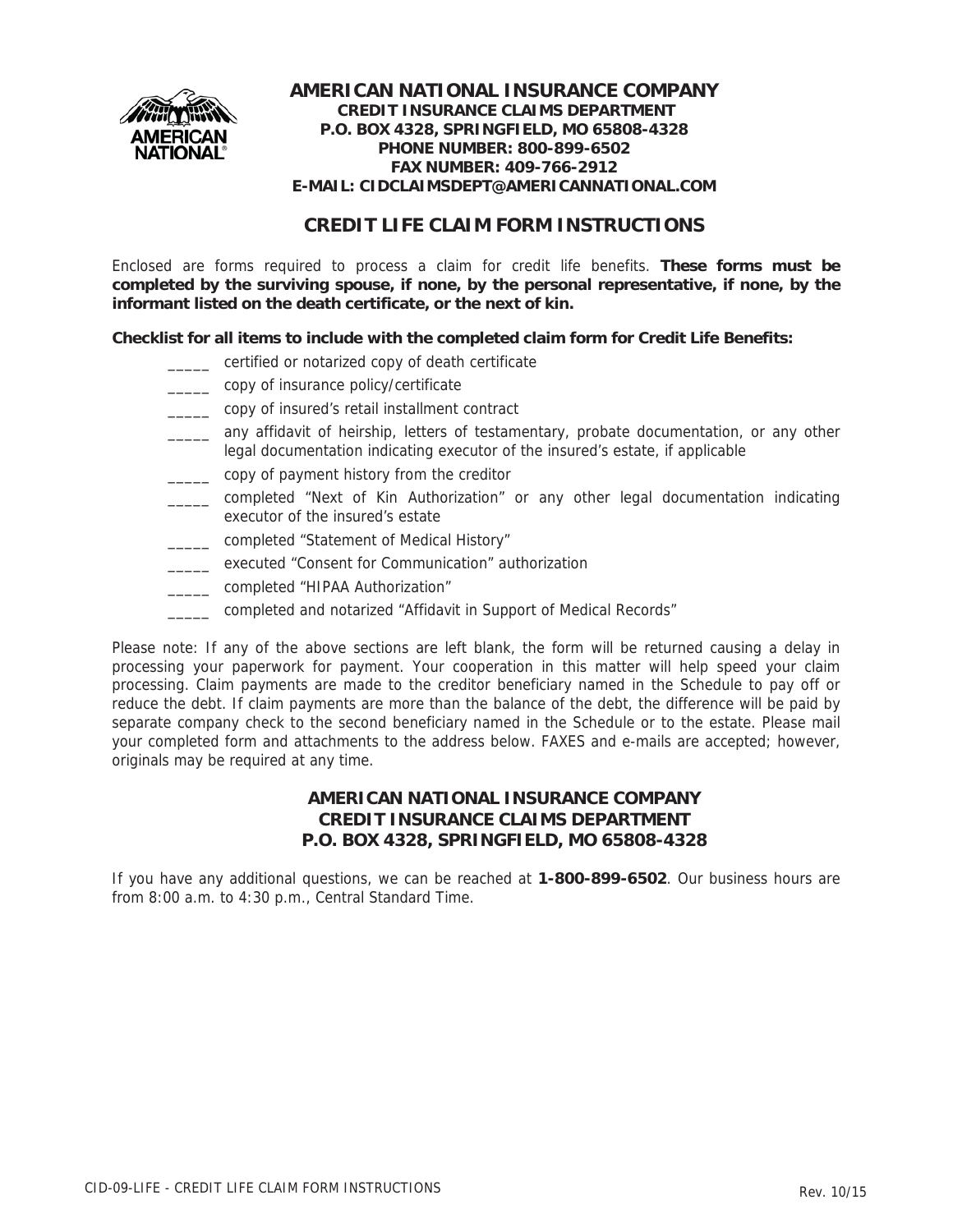**AMERICAN NATIONAL INSURANCE COMPANY**
**CREDIT INSURANCE CLAIMS DEPARTMENT**
**P.O. BOX 4328, SPRINGFIELD, MO 65808-4328**
**PHONE NUMBER: 800-899-6502**
**FAX NUMBER: 409-766-2912**
**E-MAIL: CIDCLAIMSDEPT@AMERICANNATIONAL.COM**

## CREDIT LIFE CLAIM FORM INSTRUCTIONS

Enclosed are forms required to process a claim for credit life benefits. **These forms must be completed by the surviving spouse, if none, by the personal representative, if none, by the informant listed on the death certificate, or the next of kin.**

**Checklist for all items to include with the completed claim form for Credit Life Benefits:**

- _____ certified or notarized copy of death certificate
- _____ copy of insurance policy/certificate
- _____ copy of insured's retail installment contract
- _____ any affidavit of heirship, letters of testamentary, probate documentation, or any other legal documentation indicating executor of the insured's estate, if applicable
- _____ copy of payment history from the creditor
- _____ completed "Next of Kin Authorization" or any other legal documentation indicating executor of the insured's estate
- _____ completed "Statement of Medical History"
- _____ executed "Consent for Communication" authorization
- _____ completed "HIPAA Authorization"
- _____ completed and notarized "Affidavit in Support of Medical Records"

Please note: If any of the above sections are left blank, the form will be returned causing a delay in processing your paperwork for payment. Your cooperation in this matter will help speed your claim processing. Claim payments are made to the creditor beneficiary named in the Schedule to pay off or reduce the debt. If claim payments are more than the balance of the debt, the difference will be paid by separate company check to the second beneficiary named in the Schedule or to the estate. Please mail your completed form and attachments to the address below. FAXES and e-mails are accepted; however, originals may be required at any time.

**AMERICAN NATIONAL INSURANCE COMPANY**
**CREDIT INSURANCE CLAIMS DEPARTMENT**
**P.O. BOX 4328, SPRINGFIELD, MO 65808-4328**

If you have any additional questions, we can be reached at **1-800-899-6502**. Our business hours are from 8:00 a.m. to 4:30 p.m., Central Standard Time.

CID-09-LIFE - CREDIT LIFE CLAIM FORM INSTRUCTIONS Rev. 10/15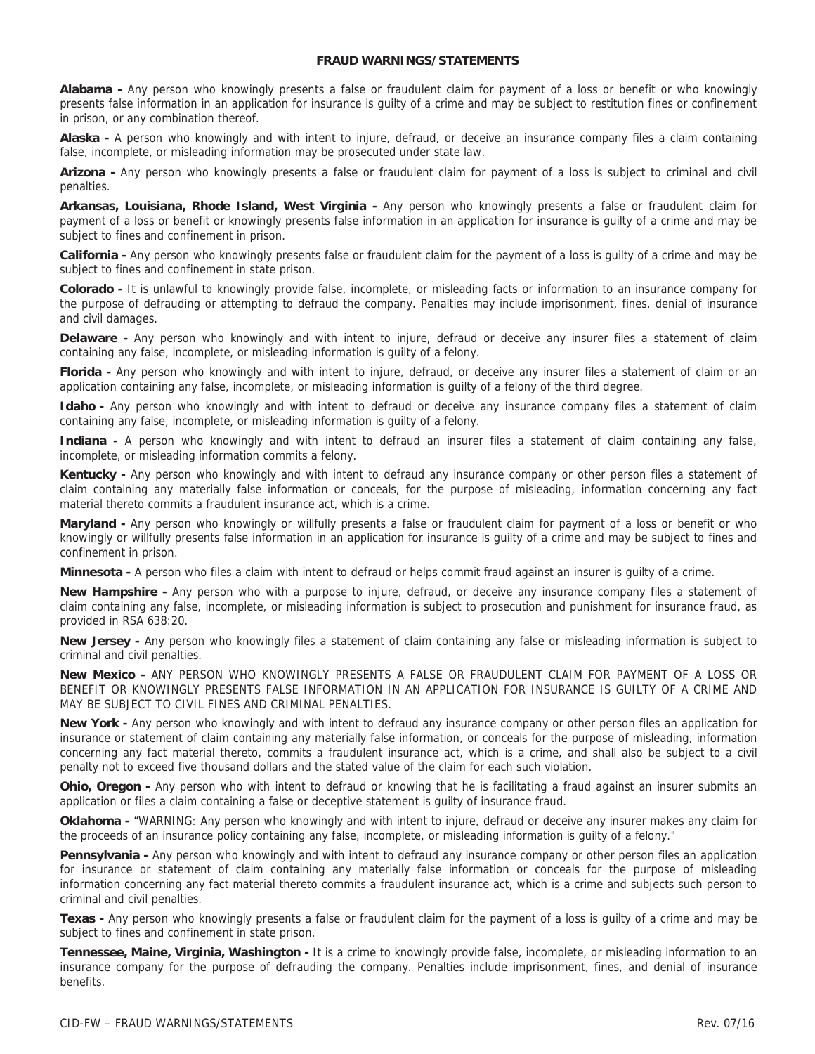**FRAUD WARNINGS/STATEMENTS**

**Alabama -** Any person who knowingly presents a false or fraudulent claim for payment of a loss or benefit or who knowingly presents false information in an application for insurance is guilty of a crime and may be subject to restitution fines or confinement in prison, or any combination thereof.

**Alaska -** A person who knowingly and with intent to injure, defraud, or deceive an insurance company files a claim containing false, incomplete, or misleading information may be prosecuted under state law.

**Arizona -** Any person who knowingly presents a false or fraudulent claim for payment of a loss is subject to criminal and civil penalties.

**Arkansas, Louisiana, Rhode Island, West Virginia -** Any person who knowingly presents a false or fraudulent claim for payment of a loss or benefit or knowingly presents false information in an application for insurance is guilty of a crime and may be subject to fines and confinement in prison.

**California -** Any person who knowingly presents false or fraudulent claim for the payment of a loss is guilty of a crime and may be subject to fines and confinement in state prison.

**Colorado -** It is unlawful to knowingly provide false, incomplete, or misleading facts or information to an insurance company for the purpose of defrauding or attempting to defraud the company. Penalties may include imprisonment, fines, denial of insurance and civil damages.

**Delaware -** Any person who knowingly and with intent to injure, defraud or deceive any insurer files a statement of claim containing any false, incomplete, or misleading information is guilty of a felony.

**Florida -** Any person who knowingly and with intent to injure, defraud, or deceive any insurer files a statement of claim or an application containing any false, incomplete, or misleading information is guilty of a felony of the third degree.

**Idaho -** Any person who knowingly and with intent to defraud or deceive any insurance company files a statement of claim containing any false, incomplete, or misleading information is guilty of a felony.

**Indiana -** A person who knowingly and with intent to defraud an insurer files a statement of claim containing any false, incomplete, or misleading information commits a felony.

**Kentucky -** Any person who knowingly and with intent to defraud any insurance company or other person files a statement of claim containing any materially false information or conceals, for the purpose of misleading, information concerning any fact material thereto commits a fraudulent insurance act, which is a crime.

**Maryland -** Any person who knowingly or willfully presents a false or fraudulent claim for payment of a loss or benefit or who knowingly or willfully presents false information in an application for insurance is guilty of a crime and may be subject to fines and confinement in prison.

**Minnesota -** A person who files a claim with intent to defraud or helps commit fraud against an insurer is guilty of a crime.

**New Hampshire -** Any person who with a purpose to injure, defraud, or deceive any insurance company files a statement of claim containing any false, incomplete, or misleading information is subject to prosecution and punishment for insurance fraud, as provided in RSA 638:20.

**New Jersey -** Any person who knowingly files a statement of claim containing any false or misleading information is subject to criminal and civil penalties.

**New Mexico -** ANY PERSON WHO KNOWINGLY PRESENTS A FALSE OR FRAUDULENT CLAIM FOR PAYMENT OF A LOSS OR BENEFIT OR KNOWINGLY PRESENTS FALSE INFORMATION IN AN APPLICATION FOR INSURANCE IS GUILTY OF A CRIME AND MAY BE SUBJECT TO CIVIL FINES AND CRIMINAL PENALTIES.

**New York -** Any person who knowingly and with intent to defraud any insurance company or other person files an application for insurance or statement of claim containing any materially false information, or conceals for the purpose of misleading, information concerning any fact material thereto, commits a fraudulent insurance act, which is a crime, and shall also be subject to a civil penalty not to exceed five thousand dollars and the stated value of the claim for each such violation.

**Ohio, Oregon -** Any person who with intent to defraud or knowing that he is facilitating a fraud against an insurer submits an application or files a claim containing a false or deceptive statement is guilty of insurance fraud.

**Oklahoma -** "WARNING: Any person who knowingly and with intent to injure, defraud or deceive any insurer makes any claim for the proceeds of an insurance policy containing any false, incomplete, or misleading information is guilty of a felony."

**Pennsylvania -** Any person who knowingly and with intent to defraud any insurance company or other person files an application for insurance or statement of claim containing any materially false information or conceals for the purpose of misleading information concerning any fact material thereto commits a fraudulent insurance act, which is a crime and subjects such person to criminal and civil penalties.

**Texas -** Any person who knowingly presents a false or fraudulent claim for the payment of a loss is guilty of a crime and may be subject to fines and confinement in state prison.

**Tennessee, Maine, Virginia, Washington -** It is a crime to knowingly provide false, incomplete, or misleading information to an insurance company for the purpose of defrauding the company. Penalties include imprisonment, fines, and denial of insurance benefits.

CID-FW – FRAUD WARNINGS/STATEMENTS Rev. 07/16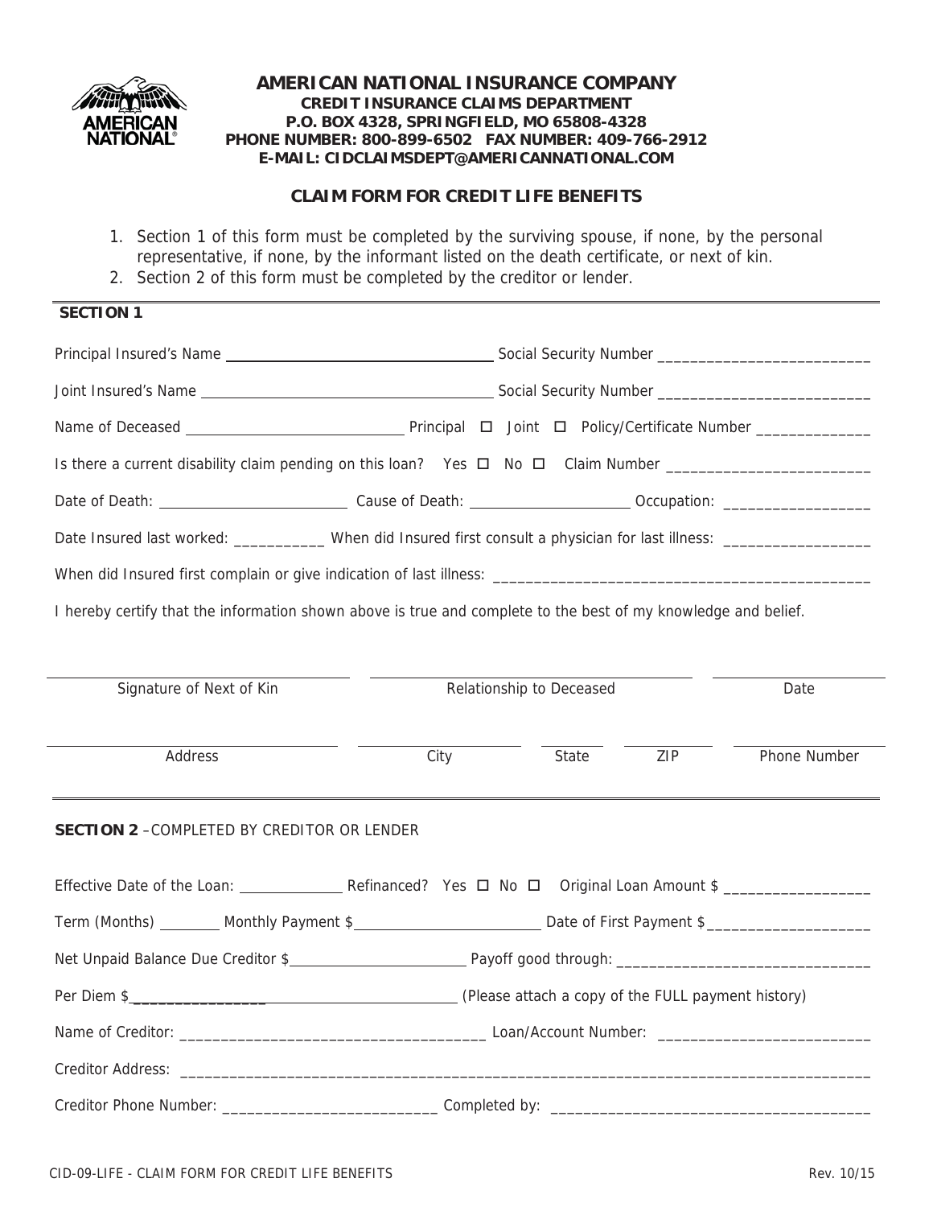# AMERICAN NATIONAL INSURANCE COMPANY

**CREDIT INSURANCE CLAIMS DEPARTMENT**
**P.O. BOX 4328, SPRINGFIELD, MO 65808-4328**
**PHONE NUMBER: 800-899-6502 FAX NUMBER: 409-766-2912**
**E-MAIL: CIDCLAIMSDEPT@AMERICANNATIONAL.COM**

## CLAIM FORM FOR CREDIT LIFE BENEFITS

1. Section 1 of this form must be completed by the surviving spouse, if none, by the personal representative, if none, by the informant listed on the death certificate, or next of kin.
2. Section 2 of this form must be completed by the creditor or lender.

### SECTION 1

Principal Insured's Name ______________________________ Social Security Number ___________________________

Joint Insured's Name ______________________________ Social Security Number ___________________________

Name of Deceased ______________________________ Principal ☐ Joint ☐ Policy/Certificate Number ______________

Is there a current disability claim pending on this loan? Yes ☐ No ☐ Claim Number ___________________________

Date of Death: ______________________ Cause of Death: ____________________ Occupation: __________________

Date Insured last worked: ___________ When did Insured first consult a physician for last illness: __________________

When did Insured first complain or give indication of last illness: _______________________________________________

I hereby certify that the information shown above is true and complete to the best of my knowledge and belief.

| Signature of Next of Kin | Relationship to Deceased | Date |
|---|---|---|

| Address | City | State | ZIP | Phone Number |
|---|---|---|---|---|

### SECTION 2 – COMPLETED BY CREDITOR OR LENDER

Effective Date of the Loan: _____________ Refinanced? Yes ☐ No ☐ Original Loan Amount $ __________________

Term (Months) ________ Monthly Payment $______________________ Date of First Payment $____________________

Net Unpaid Balance Due Creditor $______________________ Payoff good through: _______________________________

Per Diem $______________________________________ (Please attach a copy of the FULL payment history)

Name of Creditor: ____________________________________ Loan/Account Number: __________________________

Creditor Address: ___________________________________________________________________________________

Creditor Phone Number: __________________________ Completed by: _______________________________________

CID-09-LIFE - CLAIM FORM FOR CREDIT LIFE BENEFITS Rev. 10/15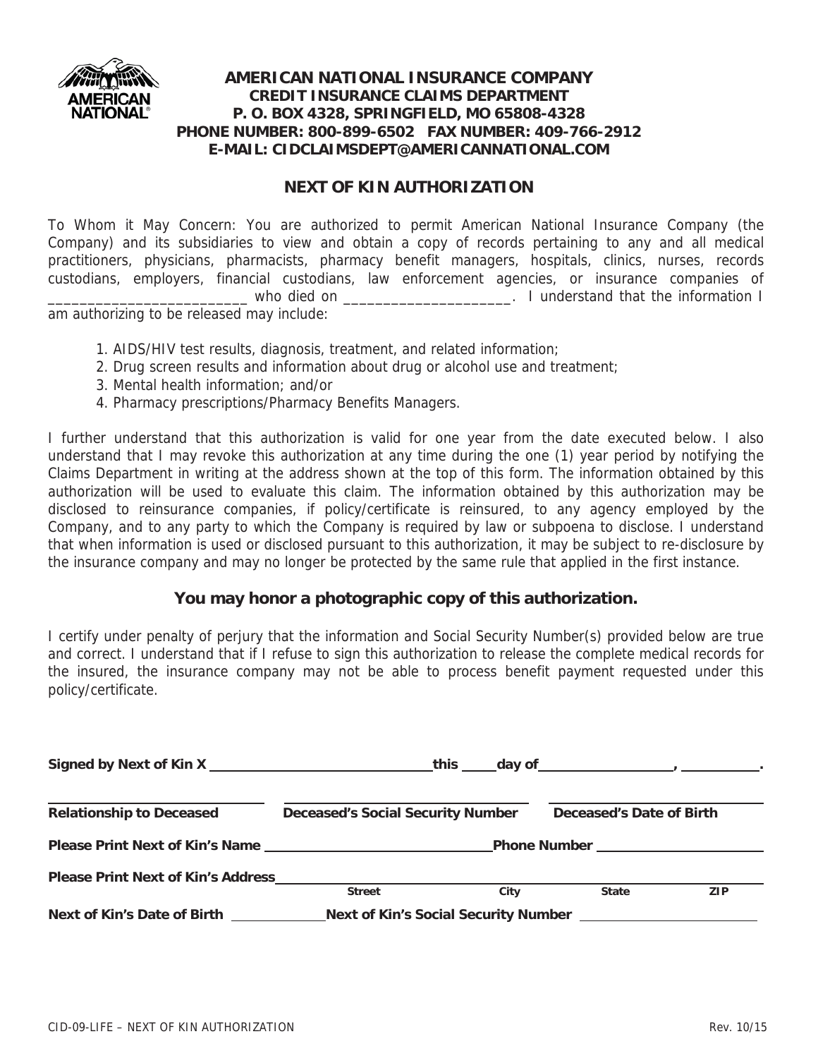**AMERICAN NATIONAL INSURANCE COMPANY**
**CREDIT INSURANCE CLAIMS DEPARTMENT**
**P. O. BOX 4328, SPRINGFIELD, MO 65808-4328**
**PHONE NUMBER: 800-899-6502 FAX NUMBER: 409-766-2912**
**E-MAIL: CIDCLAIMSDEPT@AMERICANNATIONAL.COM**

## NEXT OF KIN AUTHORIZATION

To Whom it May Concern: You are authorized to permit American National Insurance Company (the Company) and its subsidiaries to view and obtain a copy of records pertaining to any and all medical practitioners, physicians, pharmacists, pharmacy benefit managers, hospitals, clinics, nurses, records custodians, employers, financial custodians, law enforcement agencies, or insurance companies of _________________________ who died on ______________________. I understand that the information I am authorizing to be released may include:

1. AIDS/HIV test results, diagnosis, treatment, and related information;
2. Drug screen results and information about drug or alcohol use and treatment;
3. Mental health information; and/or
4. Pharmacy prescriptions/Pharmacy Benefits Managers.

I further understand that this authorization is valid for one year from the date executed below. I also understand that I may revoke this authorization at any time during the one (1) year period by notifying the Claims Department in writing at the address shown at the top of this form. The information obtained by this authorization will be used to evaluate this claim. The information obtained by this authorization may be disclosed to reinsurance companies, if policy/certificate is reinsured, to any agency employed by the Company, and to any party to which the Company is required by law or subpoena to disclose. I understand that when information is used or disclosed pursuant to this authorization, it may be subject to re-disclosure by the insurance company and may no longer be protected by the same rule that applied in the first instance.

### You may honor a photographic copy of this authorization.

I certify under penalty of perjury that the information and Social Security Number(s) provided below are true and correct. I understand that if I refuse to sign this authorization to release the complete medical records for the insured, the insurance company may not be able to process benefit payment requested under this policy/certificate.

**Signed by Next of Kin X** ______________________________ **this** _____ **day of** __________________, __________.

______________________________ ______________________________ ______________________________
**Relationship to Deceased** **Deceased's Social Security Number** **Deceased's Date of Birth**

**Please Print Next of Kin's Name** ______________________________ **Phone Number** ______________________

**Please Print Next of Kin's Address** ______________________________________________________________
**Street** **City** **State** **ZIP**

**Next of Kin's Date of Birth** _____________ **Next of Kin's Social Security Number** ________________________

CID-09-LIFE – NEXT OF KIN AUTHORIZATION Rev. 10/15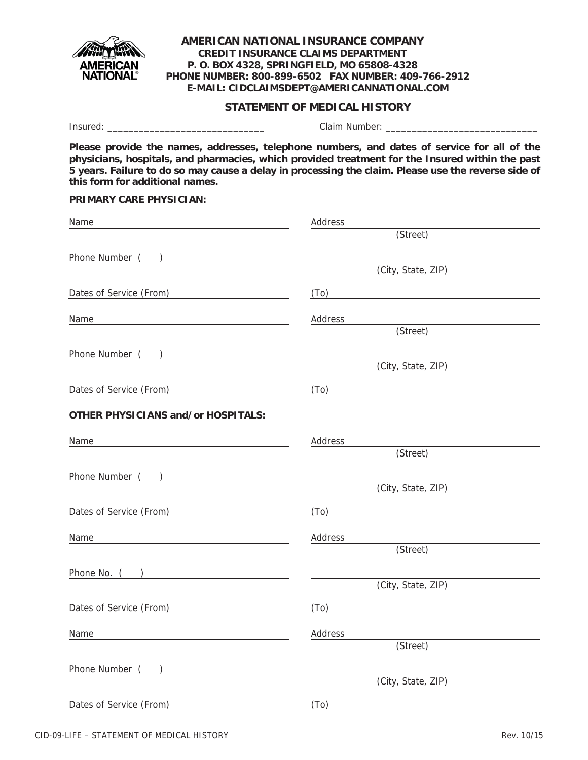**AMERICAN NATIONAL INSURANCE COMPANY**
**CREDIT INSURANCE CLAIMS DEPARTMENT**
**P. O. BOX 4328, SPRINGFIELD, MO 65808-4328**
**PHONE NUMBER: 800-899-6502 FAX NUMBER: 409-766-2912**
**E-MAIL: CIDCLAIMSDEPT@AMERICANNATIONAL.COM**

## STATEMENT OF MEDICAL HISTORY

Insured: ______________________________ Claim Number: ______________________________

**Please provide the names, addresses, telephone numbers, and dates of service for all of the physicians, hospitals, and pharmacies, which provided treatment for the Insured within the past 5 years. Failure to do so may cause a delay in processing the claim. Please use the reverse side of this form for additional names.**

**PRIMARY CARE PHYSICIAN:**

Name ______________________________ Address ______________________________
(Street)

Phone Number ( ) ______________________________ ______________________________
(City, State, ZIP)

Dates of Service (From) ______________________________ (To) ______________________________

Name ______________________________ Address ______________________________
(Street)

Phone Number ( ) ______________________________ ______________________________
(City, State, ZIP)

Dates of Service (From) ______________________________ (To) ______________________________

**OTHER PHYSICIANS and/or HOSPITALS:**

Name ______________________________ Address ______________________________
(Street)

Phone Number ( ) ______________________________ ______________________________
(City, State, ZIP)

Dates of Service (From) ______________________________ (To) ______________________________

Name ______________________________ Address ______________________________
(Street)

Phone No. ( ) ______________________________ ______________________________
(City, State, ZIP)

Dates of Service (From) ______________________________ (To) ______________________________

Name ______________________________ Address ______________________________
(Street)

Phone Number ( ) ______________________________ ______________________________
(City, State, ZIP)

Dates of Service (From) ______________________________ (To) ______________________________

CID-09-LIFE – STATEMENT OF MEDICAL HISTORY Rev. 10/15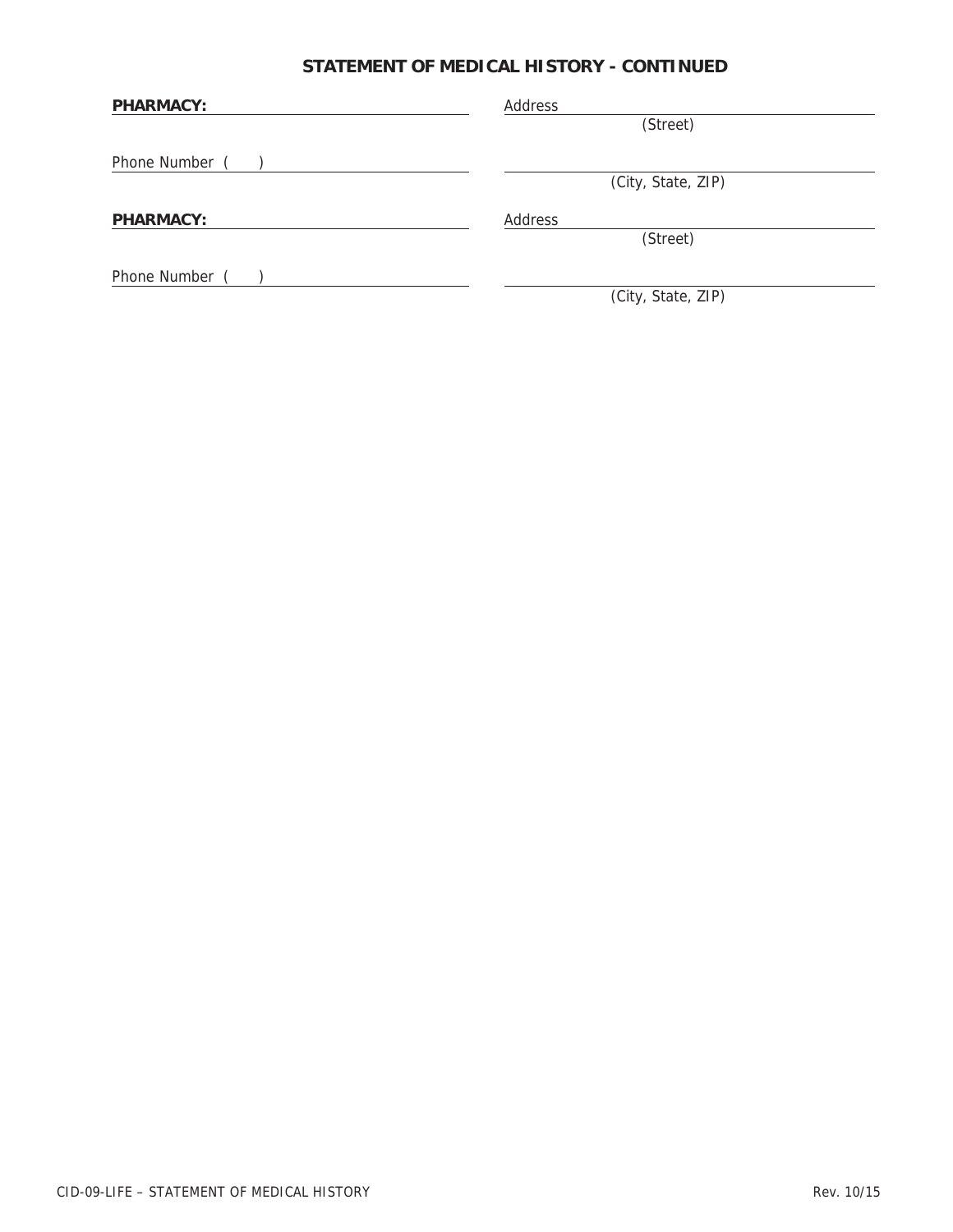## STATEMENT OF MEDICAL HISTORY - CONTINUED

**PHARMACY:** ______________________________ Address ______________________________
(Street)

Phone Number (   ) ______________________________ ______________________________
(City, State, ZIP)

**PHARMACY:** ______________________________ Address ______________________________
(Street)

Phone Number (   ) ______________________________ ______________________________
(City, State, ZIP)

CID-09-LIFE – STATEMENT OF MEDICAL HISTORY Rev. 10/15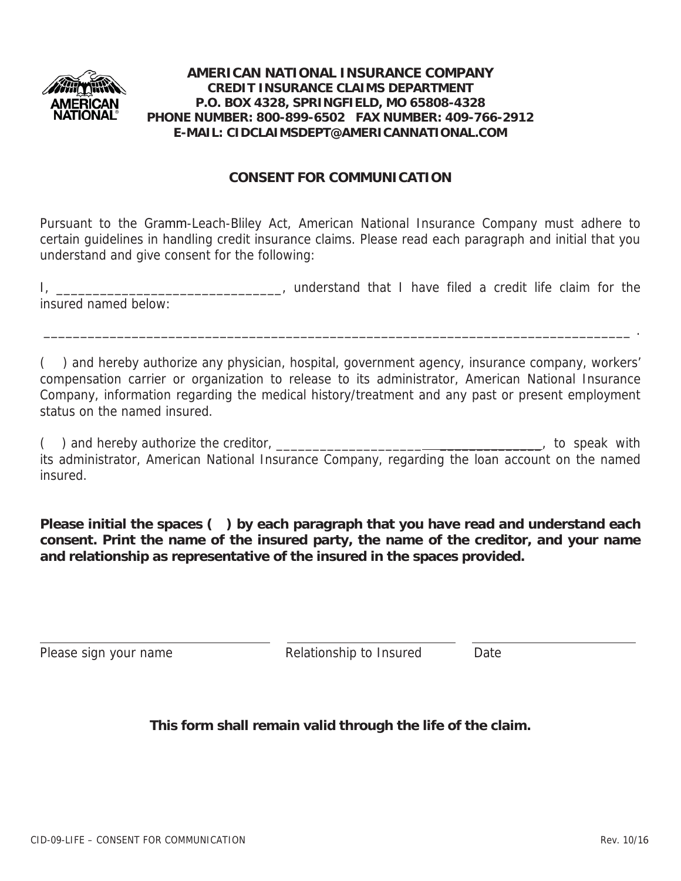**AMERICAN NATIONAL INSURANCE COMPANY**
**CREDIT INSURANCE CLAIMS DEPARTMENT**
**P.O. BOX 4328, SPRINGFIELD, MO 65808-4328**
**PHONE NUMBER: 800-899-6502 FAX NUMBER: 409-766-2912**
**E-MAIL: CIDCLAIMSDEPT@AMERICANNATIONAL.COM**

## CONSENT FOR COMMUNICATION

Pursuant to the Gramm-Leach-Bliley Act, American National Insurance Company must adhere to certain guidelines in handling credit insurance claims. Please read each paragraph and initial that you understand and give consent for the following:

I, _______________________________, understand that I have filed a credit life claim for the insured named below:

_________________________________________________________________________________ .

(   ) and hereby authorize any physician, hospital, government agency, insurance company, workers' compensation carrier or organization to release to its administrator, American National Insurance Company, information regarding the medical history/treatment and any past or present employment status on the named insured.

(   ) and hereby authorize the creditor, ___________________________________, to speak with its administrator, American National Insurance Company, regarding the loan account on the named insured.

**Please initial the spaces (   ) by each paragraph that you have read and understand each consent. Print the name of the insured party, the name of the creditor, and your name and relationship as representative of the insured in the spaces provided.**

| _______________________ | _______________________ | _______________________ |
|---|---|---|
| Please sign your name | Relationship to Insured | Date |

**This form shall remain valid through the life of the claim.**

CID-09-LIFE – CONSENT FOR COMMUNICATION    Rev. 10/16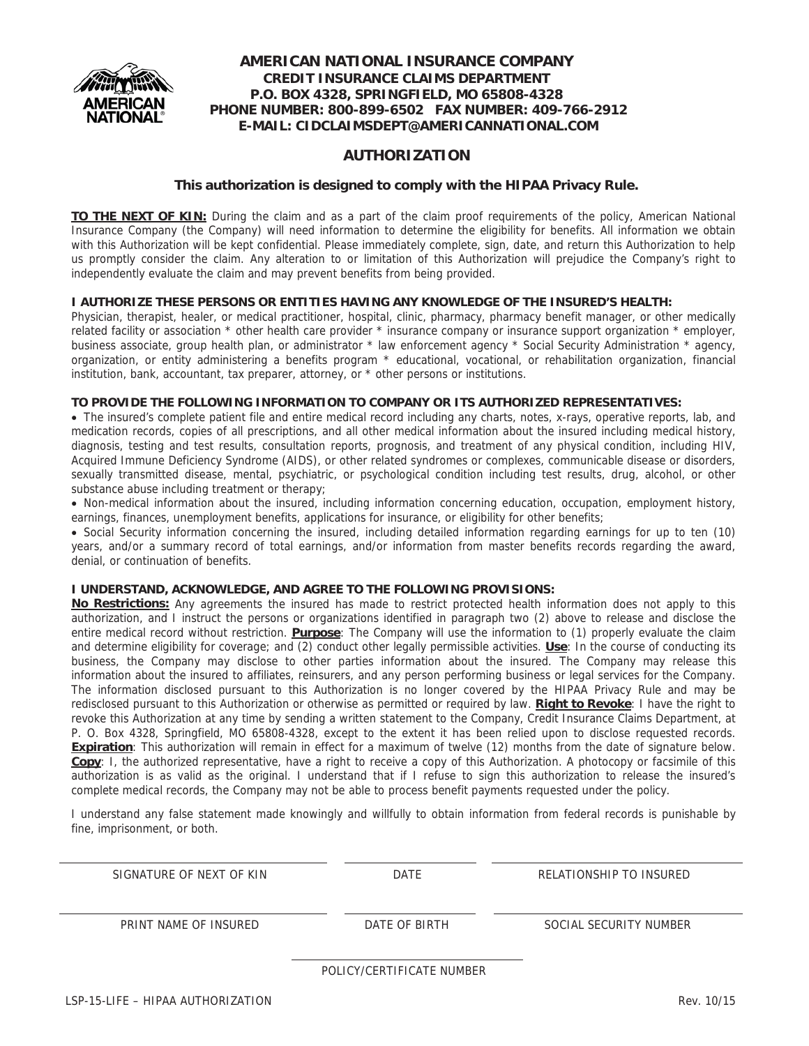**AMERICAN NATIONAL INSURANCE COMPANY**
**CREDIT INSURANCE CLAIMS DEPARTMENT**
**P.O. BOX 4328, SPRINGFIELD, MO 65808-4328**
**PHONE NUMBER: 800-899-6502 FAX NUMBER: 409-766-2912**
**E-MAIL: CIDCLAIMSDEPT@AMERICANNATIONAL.COM**

## AUTHORIZATION

**This authorization is designed to comply with the HIPAA Privacy Rule.**

**TO THE NEXT OF KIN:** During the claim and as a part of the claim proof requirements of the policy, American National Insurance Company (the Company) will need information to determine the eligibility for benefits. All information we obtain with this Authorization will be kept confidential. Please immediately complete, sign, date, and return this Authorization to help us promptly consider the claim. Any alteration to or limitation of this Authorization will prejudice the Company's right to independently evaluate the claim and may prevent benefits from being provided.

**I AUTHORIZE THESE PERSONS OR ENTITIES HAVING ANY KNOWLEDGE OF THE INSURED'S HEALTH:**
Physician, therapist, healer, or medical practitioner, hospital, clinic, pharmacy, pharmacy benefit manager, or other medically related facility or association * other health care provider * insurance company or insurance support organization * employer, business associate, group health plan, or administrator * law enforcement agency * Social Security Administration * agency, organization, or entity administering a benefits program * educational, vocational, or rehabilitation organization, financial institution, bank, accountant, tax preparer, attorney, or * other persons or institutions.

**TO PROVIDE THE FOLLOWING INFORMATION TO COMPANY OR ITS AUTHORIZED REPRESENTATIVES:**

- The insured's complete patient file and entire medical record including any charts, notes, x-rays, operative reports, lab, and medication records, copies of all prescriptions, and all other medical information about the insured including medical history, diagnosis, testing and test results, consultation reports, prognosis, and treatment of any physical condition, including HIV, Acquired Immune Deficiency Syndrome (AIDS), or other related syndromes or complexes, communicable disease or disorders, sexually transmitted disease, mental, psychiatric, or psychological condition including test results, drug, alcohol, or other substance abuse including treatment or therapy;
- Non-medical information about the insured, including information concerning education, occupation, employment history, earnings, finances, unemployment benefits, applications for insurance, or eligibility for other benefits;
- Social Security information concerning the insured, including detailed information regarding earnings for up to ten (10) years, and/or a summary record of total earnings, and/or information from master benefits records regarding the award, denial, or continuation of benefits.

**I UNDERSTAND, ACKNOWLEDGE, AND AGREE TO THE FOLLOWING PROVISIONS:**
**No Restrictions:** Any agreements the insured has made to restrict protected health information does not apply to this authorization, and I instruct the persons or organizations identified in paragraph two (2) above to release and disclose the entire medical record without restriction. **Purpose**: The Company will use the information to (1) properly evaluate the claim and determine eligibility for coverage; and (2) conduct other legally permissible activities. **Use**: In the course of conducting its business, the Company may disclose to other parties information about the insured. The Company may release this information about the insured to affiliates, reinsurers, and any person performing business or legal services for the Company. The information disclosed pursuant to this Authorization is no longer covered by the HIPAA Privacy Rule and may be redisclosed pursuant to this Authorization or otherwise as permitted or required by law. **Right to Revoke**: I have the right to revoke this Authorization at any time by sending a written statement to the Company, Credit Insurance Claims Department, at P. O. Box 4328, Springfield, MO 65808-4328, except to the extent it has been relied upon to disclose requested records. **Expiration**: This authorization will remain in effect for a maximum of twelve (12) months from the date of signature below. **Copy**: I, the authorized representative, have a right to receive a copy of this Authorization. A photocopy or facsimile of this authorization is as valid as the original. I understand that if I refuse to sign this authorization to release the insured's complete medical records, the Company may not be able to process benefit payments requested under the policy.

I understand any false statement made knowingly and willfully to obtain information from federal records is punishable by fine, imprisonment, or both.

| SIGNATURE OF NEXT OF KIN | DATE | RELATIONSHIP TO INSURED |
|---|---|---|
| PRINT NAME OF INSURED | DATE OF BIRTH | SOCIAL SECURITY NUMBER |

POLICY/CERTIFICATE NUMBER

LSP-15-LIFE – HIPAA AUTHORIZATION Rev. 10/15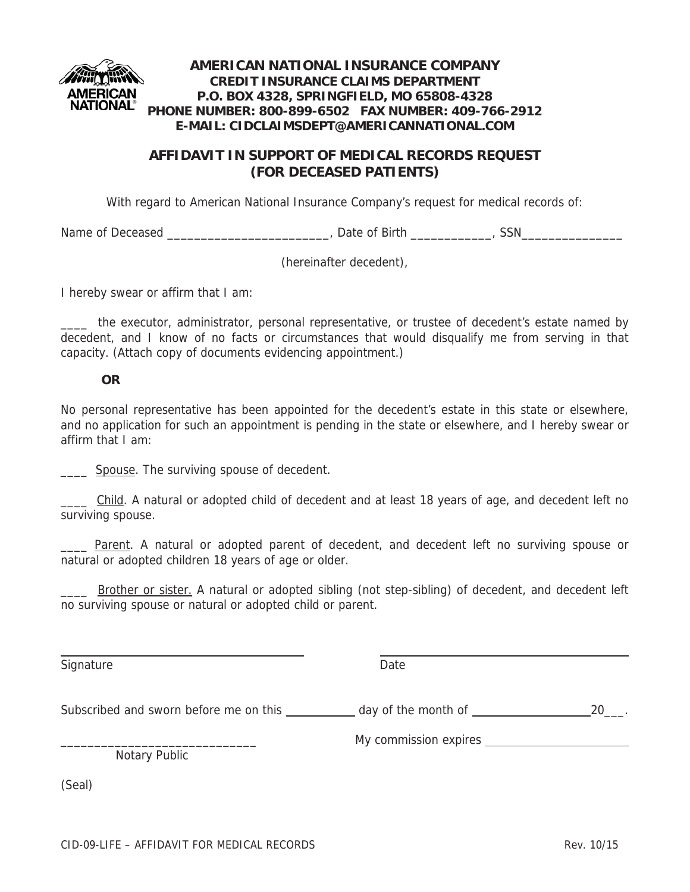**AMERICAN NATIONAL INSURANCE COMPANY**
**CREDIT INSURANCE CLAIMS DEPARTMENT**
**P.O. BOX 4328, SPRINGFIELD, MO 65808-4328**
**PHONE NUMBER: 800-899-6502 FAX NUMBER: 409-766-2912**
**E-MAIL: CIDCLAIMSDEPT@AMERICANNATIONAL.COM**

## AFFIDAVIT IN SUPPORT OF MEDICAL RECORDS REQUEST (FOR DECEASED PATIENTS)

With regard to American National Insurance Company's request for medical records of:

Name of Deceased ________________________, Date of Birth ____________, SSN_______________

(hereinafter decedent),

I hereby swear or affirm that I am:

____ the executor, administrator, personal representative, or trustee of decedent's estate named by decedent, and I know of no facts or circumstances that would disqualify me from serving in that capacity. (Attach copy of documents evidencing appointment.)

**OR**

No personal representative has been appointed for the decedent's estate in this state or elsewhere, and no application for such an appointment is pending in the state or elsewhere, and I hereby swear or affirm that I am:

____ Spouse. The surviving spouse of decedent.

____ Child. A natural or adopted child of decedent and at least 18 years of age, and decedent left no surviving spouse.

____ Parent. A natural or adopted parent of decedent, and decedent left no surviving spouse or natural or adopted children 18 years of age or older.

____ Brother or sister. A natural or adopted sibling (not step-sibling) of decedent, and decedent left no surviving spouse or natural or adopted child or parent.

______________________________ ______________________________

Signature Date

Subscribed and sworn before me on this __________ day of the month of __________________ 20___.

_____________________________ My commission expires ____________________

Notary Public

(Seal)

CID-09-LIFE – AFFIDAVIT FOR MEDICAL RECORDS Rev. 10/15